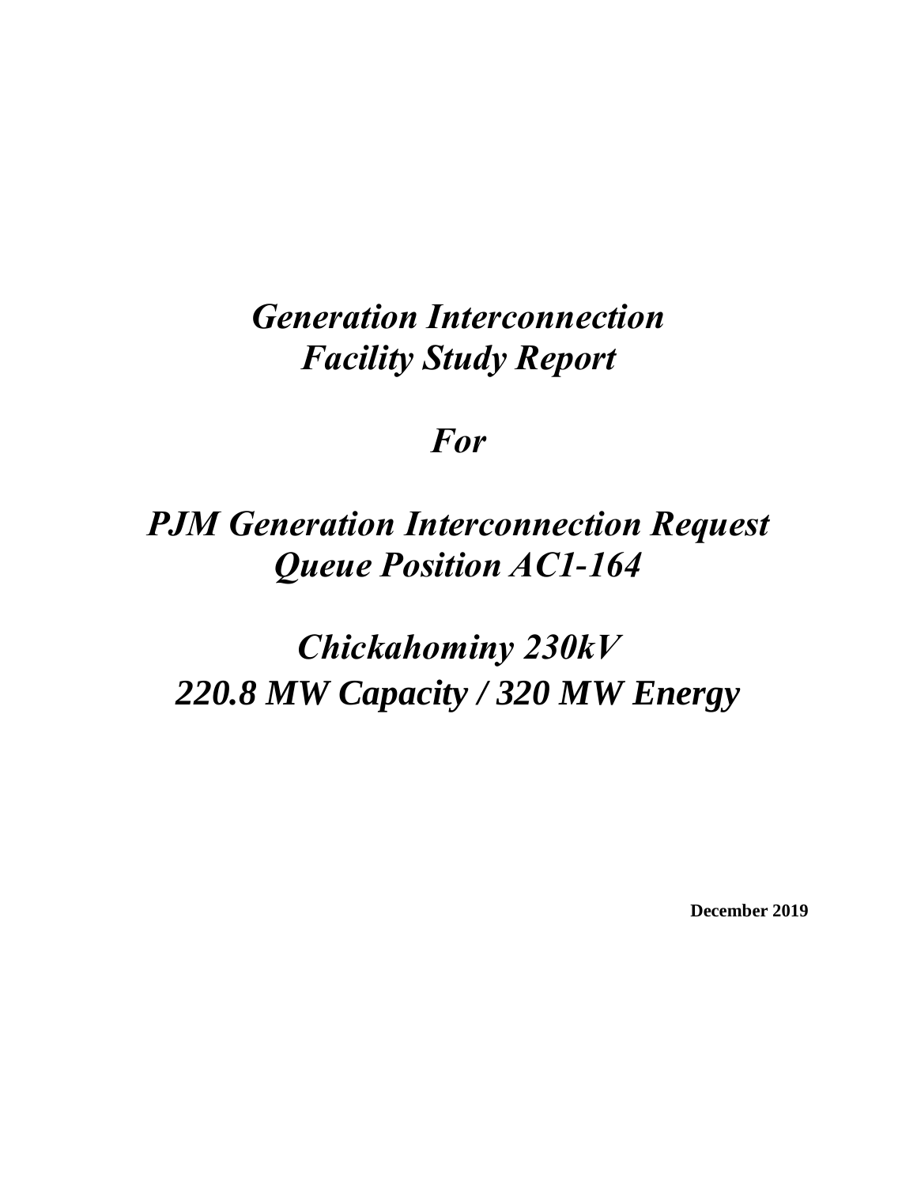# *Generation Interconnection Facility Study Report*

# *For*

# *PJM Generation Interconnection Request Queue Position AC1-164*

# *Chickahominy 230kV 220.8 MW Capacity / 320 MW Energy*

**December 2019**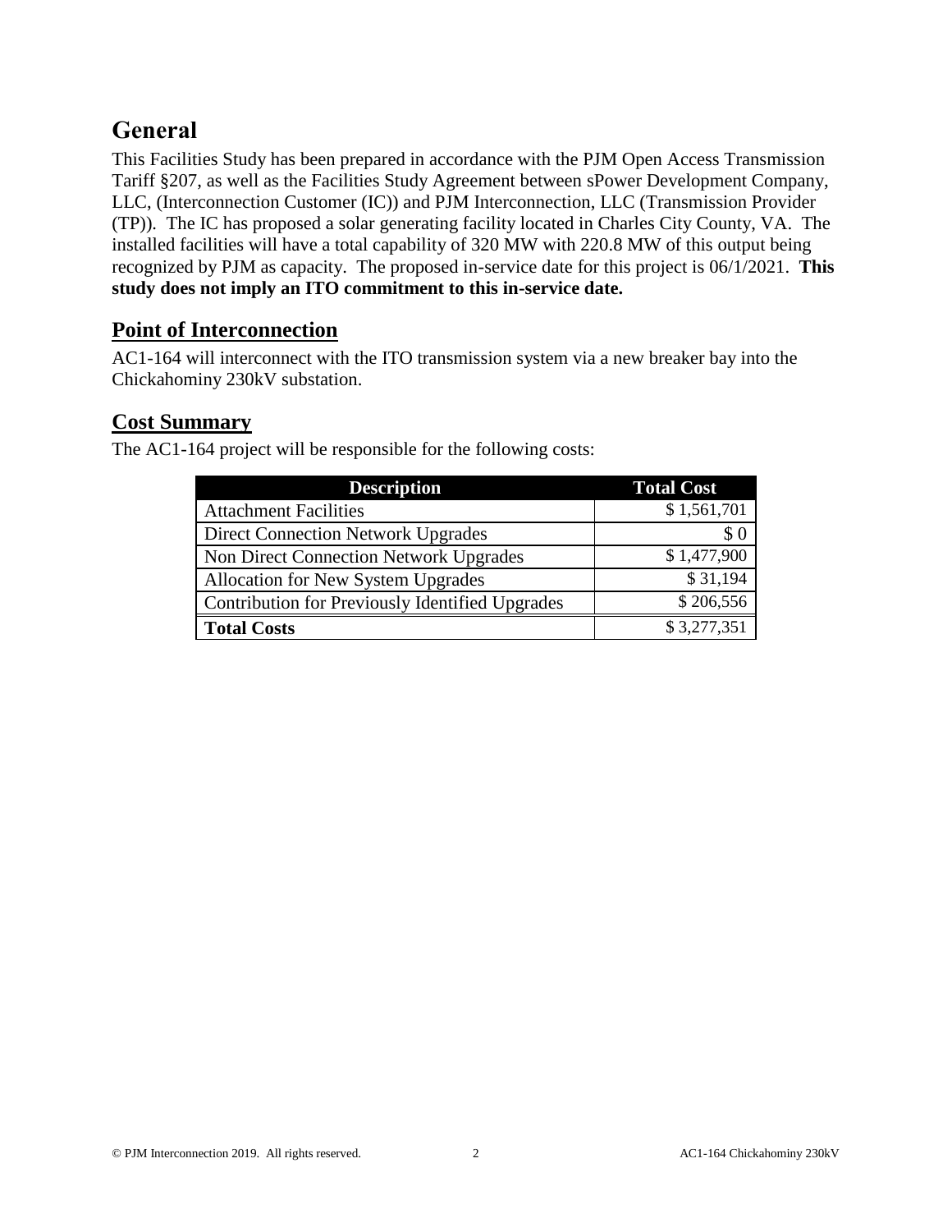# General

This Facilities Study has been prepared in accordance with the PJM Open Access Transmission Tariff §207, as well as the Facilities Study Agreement between sPower Development Company, LLC, (Interconnection Customer (IC)) and PJM Interconnection, LLC (Transmission Provider (TP)). The IC has proposed a solar generating facility located in Charles City County, VA. The installed facilities will have a total capability of 320 MW with 220.8 MW of this output being recognized by PJM as capacity. The proposed in-service date for this project is 06/1/2021. **This study does not imply an ITO commitment to this in-service date.**

## Point of Interconnection

AC1-164 will interconnect with the ITO transmission system via a new breaker bay into the Chickahominy 230kV substation.

## Cost Summary

The AC1-164 project will be responsible for the following costs:

| Description | Total Cost |
|---|---|
| Attachment Facilities | $ 1,561,701 |
| Direct Connection Network Upgrades | $ 0 |
| Non Direct Connection Network Upgrades | $ 1,477,900 |
| Allocation for New System Upgrades | $ 31,194 |
| Contribution for Previously Identified Upgrades | $ 206,556 |
| **Total Costs** | $ 3,277,351 |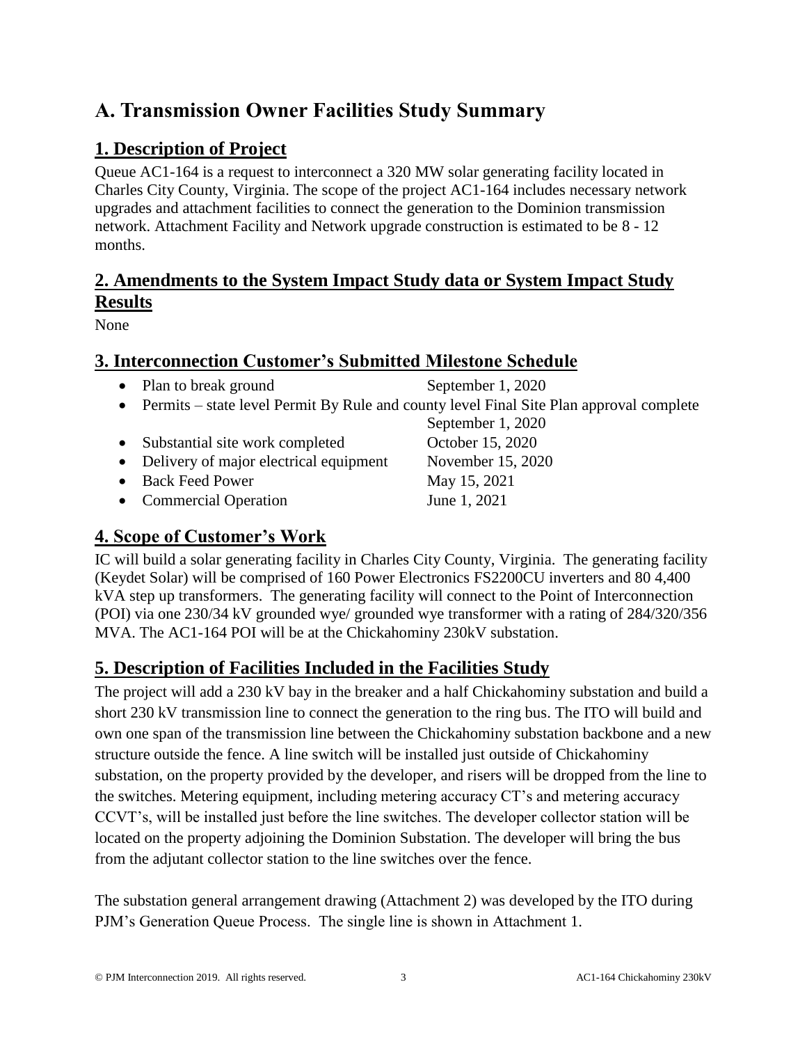# A. Transmission Owner Facilities Study Summary

## 1. Description of Project

Queue AC1-164 is a request to interconnect a 320 MW solar generating facility located in Charles City County, Virginia. The scope of the project AC1-164 includes necessary network upgrades and attachment facilities to connect the generation to the Dominion transmission network. Attachment Facility and Network upgrade construction is estimated to be 8 - 12 months.

## 2. Amendments to the System Impact Study data or System Impact Study Results

None

## 3. Interconnection Customer's Submitted Milestone Schedule

- Plan to break ground — September 1, 2020
- Permits – state level Permit By Rule and county level Final Site Plan approval complete — September 1, 2020
- Substantial site work completed — October 15, 2020
- Delivery of major electrical equipment — November 15, 2020
- Back Feed Power — May 15, 2021
- Commercial Operation — June 1, 2021

## 4. Scope of Customer's Work

IC will build a solar generating facility in Charles City County, Virginia. The generating facility (Keydet Solar) will be comprised of 160 Power Electronics FS2200CU inverters and 80 4,400 kVA step up transformers. The generating facility will connect to the Point of Interconnection (POI) via one 230/34 kV grounded wye/ grounded wye transformer with a rating of 284/320/356 MVA. The AC1-164 POI will be at the Chickahominy 230kV substation.

## 5. Description of Facilities Included in the Facilities Study

The project will add a 230 kV bay in the breaker and a half Chickahominy substation and build a short 230 kV transmission line to connect the generation to the ring bus. The ITO will build and own one span of the transmission line between the Chickahominy substation backbone and a new structure outside the fence. A line switch will be installed just outside of Chickahominy substation, on the property provided by the developer, and risers will be dropped from the line to the switches. Metering equipment, including metering accuracy CT's and metering accuracy CCVT's, will be installed just before the line switches. The developer collector station will be located on the property adjoining the Dominion Substation. The developer will bring the bus from the adjutant collector station to the line switches over the fence.

The substation general arrangement drawing (Attachment 2) was developed by the ITO during PJM's Generation Queue Process. The single line is shown in Attachment 1.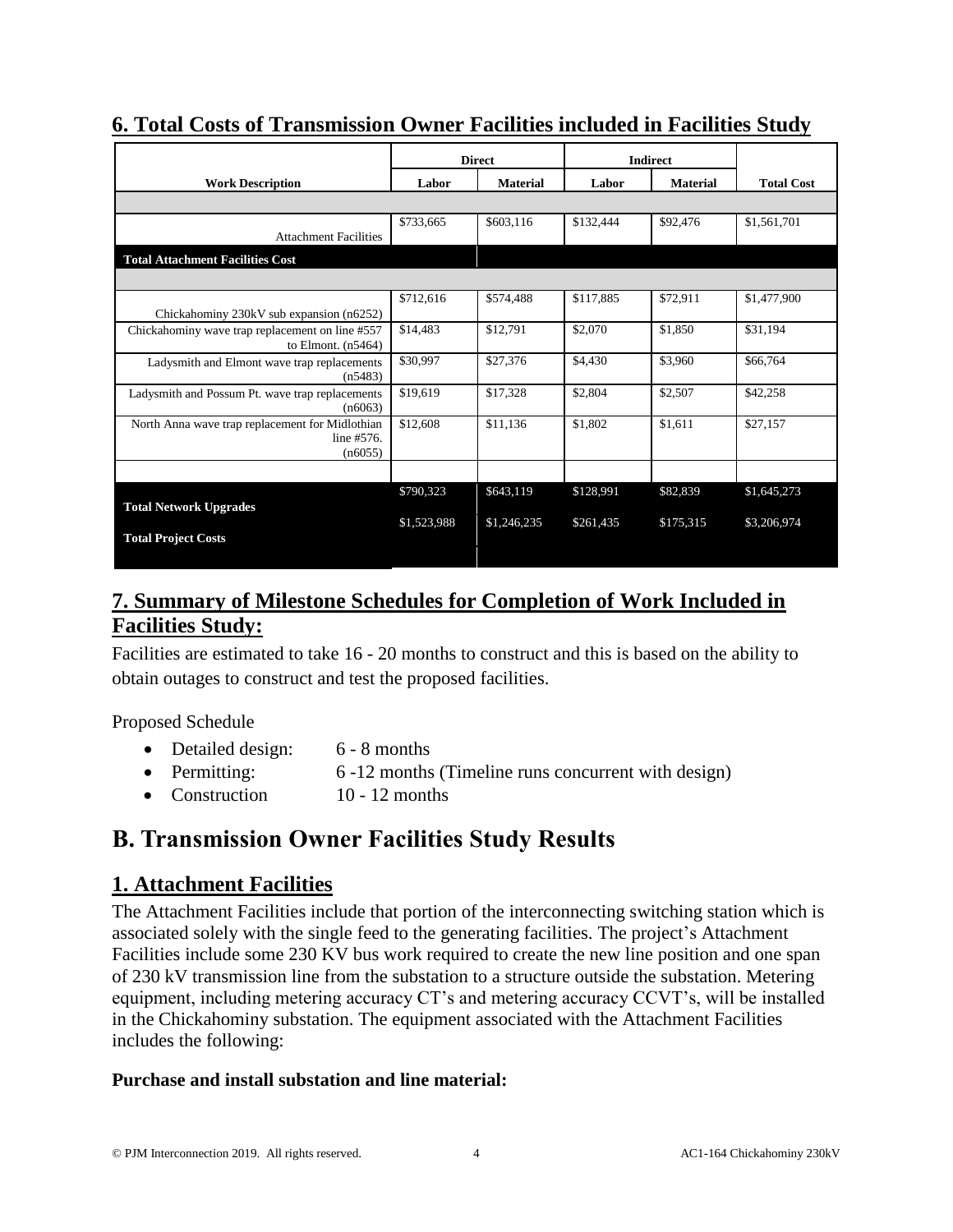## 6. Total Costs of Transmission Owner Facilities included in Facilities Study

| Work Description | Direct | | Indirect | | Total Cost |
|---|---|---|---|---|---|
| | Labor | Material | Labor | Material | |
| | | | | | |
| Attachment Facilities | $733,665 | $603,116 | $132,444 | $92,476 | $1,561,701 |
| **Total Attachment Facilities Cost** | | | | | |
| | | | | | |
| Chickahominy 230kV sub expansion (n6252) | $712,616 | $574,488 | $117,885 | $72,911 | $1,477,900 |
| Chickahominy wave trap replacement on line #557 to Elmont. (n5464) | $14,483 | $12,791 | $2,070 | $1,850 | $31,194 |
| Ladysmith and Elmont wave trap replacements (n5483) | $30,997 | $27,376 | $4,430 | $3,960 | $66,764 |
| Ladysmith and Possum Pt. wave trap replacements (n6063) | $19,619 | $17,328 | $2,804 | $2,507 | $42,258 |
| North Anna wave trap replacement for Midlothian line #576. (n6055) | $12,608 | $11,136 | $1,802 | $1,611 | $27,157 |
| | | | | | |
| **Total Network Upgrades** | $790,323 | $643,119 | $128,991 | $82,839 | $1,645,273 |
| **Total Project Costs** | $1,523,988 | $1,246,235 | $261,435 | $175,315 | $3,206,974 |

## 7. Summary of Milestone Schedules for Completion of Work Included in Facilities Study:

Facilities are estimated to take 16 - 20 months to construct and this is based on the ability to obtain outages to construct and test the proposed facilities.

Proposed Schedule

- Detailed design: 6 - 8 months
- Permitting: 6 -12 months (Timeline runs concurrent with design)
- Construction 10 - 12 months

# B. Transmission Owner Facilities Study Results

## 1. Attachment Facilities

The Attachment Facilities include that portion of the interconnecting switching station which is associated solely with the single feed to the generating facilities. The project's Attachment Facilities include some 230 KV bus work required to create the new line position and one span of 230 kV transmission line from the substation to a structure outside the substation. Metering equipment, including metering accuracy CT's and metering accuracy CCVT's, will be installed in the Chickahominy substation. The equipment associated with the Attachment Facilities includes the following:

**Purchase and install substation and line material:**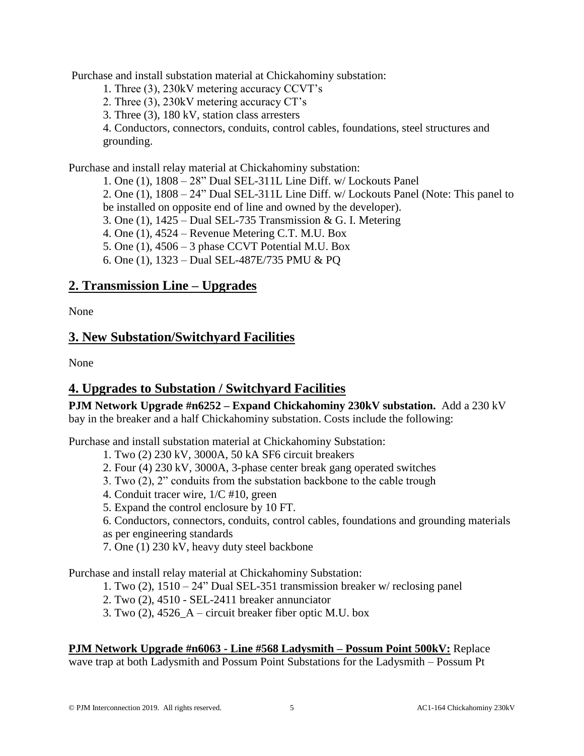Purchase and install substation material at Chickahominy substation:

1. Three (3), 230kV metering accuracy CCVT's
2. Three (3), 230kV metering accuracy CT's
3. Three (3), 180 kV, station class arresters
4. Conductors, connectors, conduits, control cables, foundations, steel structures and grounding.

Purchase and install relay material at Chickahominy substation:

1. One (1), 1808 – 28" Dual SEL-311L Line Diff. w/ Lockouts Panel
2. One (1), 1808 – 24" Dual SEL-311L Line Diff. w/ Lockouts Panel (Note: This panel to be installed on opposite end of line and owned by the developer).
3. One (1), 1425 – Dual SEL-735 Transmission & G. I. Metering
4. One (1), 4524 – Revenue Metering C.T. M.U. Box
5. One (1), 4506 – 3 phase CCVT Potential M.U. Box
6. One (1), 1323 – Dual SEL-487E/735 PMU & PQ

## 2. Transmission Line – Upgrades

None

## 3. New Substation/Switchyard Facilities

None

## 4. Upgrades to Substation / Switchyard Facilities

**PJM Network Upgrade #n6252 – Expand Chickahominy 230kV substation.** Add a 230 kV bay in the breaker and a half Chickahominy substation. Costs include the following:

Purchase and install substation material at Chickahominy Substation:

1. Two (2) 230 kV, 3000A, 50 kA SF6 circuit breakers
2. Four (4) 230 kV, 3000A, 3-phase center break gang operated switches
3. Two (2), 2" conduits from the substation backbone to the cable trough
4. Conduit tracer wire, 1/C #10, green
5. Expand the control enclosure by 10 FT.
6. Conductors, connectors, conduits, control cables, foundations and grounding materials as per engineering standards
7. One (1) 230 kV, heavy duty steel backbone

Purchase and install relay material at Chickahominy Substation:

1. Two (2), 1510 – 24" Dual SEL-351 transmission breaker w/ reclosing panel
2. Two (2), 4510 - SEL-2411 breaker annunciator
3. Two (2), 4526_A – circuit breaker fiber optic M.U. box

**PJM Network Upgrade #n6063 - Line #568 Ladysmith – Possum Point 500kV:** Replace wave trap at both Ladysmith and Possum Point Substations for the Ladysmith – Possum Pt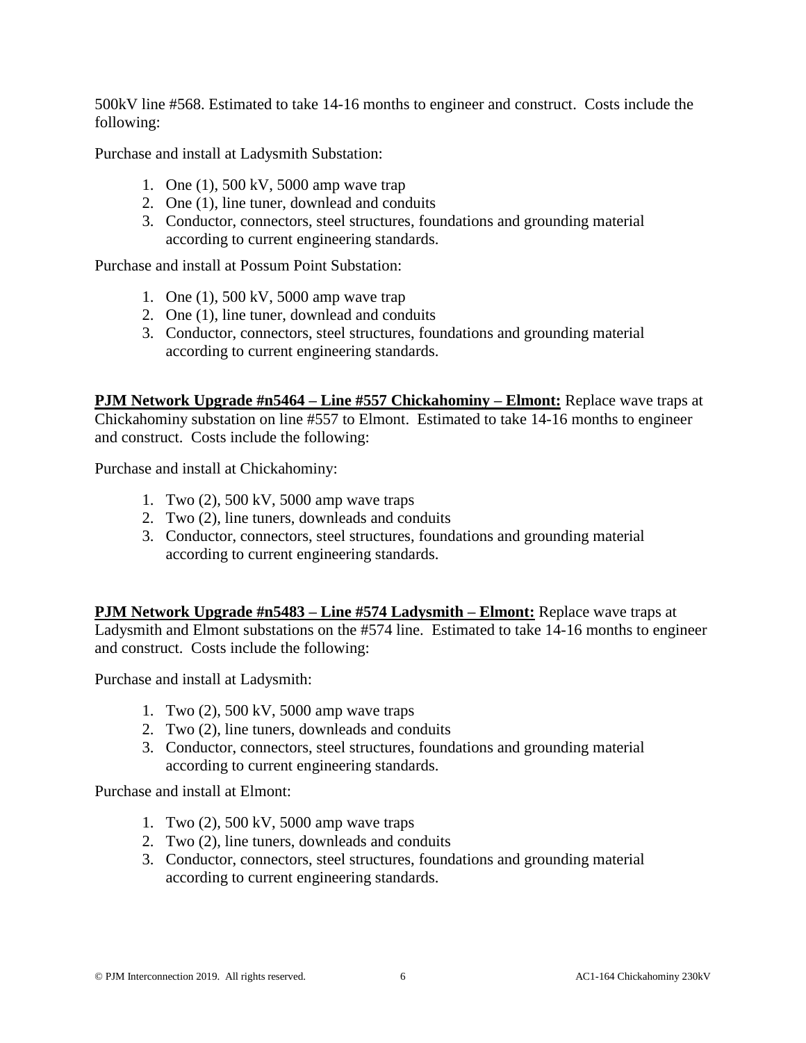500kV line #568. Estimated to take 14-16 months to engineer and construct. Costs include the following:

Purchase and install at Ladysmith Substation:

1. One (1), 500 kV, 5000 amp wave trap
2. One (1), line tuner, downlead and conduits
3. Conductor, connectors, steel structures, foundations and grounding material according to current engineering standards.

Purchase and install at Possum Point Substation:

1. One (1), 500 kV, 5000 amp wave trap
2. One (1), line tuner, downlead and conduits
3. Conductor, connectors, steel structures, foundations and grounding material according to current engineering standards.

**PJM Network Upgrade #n5464 – Line #557 Chickahominy – Elmont:** Replace wave traps at Chickahominy substation on line #557 to Elmont. Estimated to take 14-16 months to engineer and construct. Costs include the following:

Purchase and install at Chickahominy:

1. Two (2), 500 kV, 5000 amp wave traps
2. Two (2), line tuners, downleads and conduits
3. Conductor, connectors, steel structures, foundations and grounding material according to current engineering standards.

**PJM Network Upgrade #n5483 – Line #574 Ladysmith – Elmont:** Replace wave traps at Ladysmith and Elmont substations on the #574 line. Estimated to take 14-16 months to engineer and construct. Costs include the following:

Purchase and install at Ladysmith:

1. Two (2), 500 kV, 5000 amp wave traps
2. Two (2), line tuners, downleads and conduits
3. Conductor, connectors, steel structures, foundations and grounding material according to current engineering standards.

Purchase and install at Elmont:

1. Two (2), 500 kV, 5000 amp wave traps
2. Two (2), line tuners, downleads and conduits
3. Conductor, connectors, steel structures, foundations and grounding material according to current engineering standards.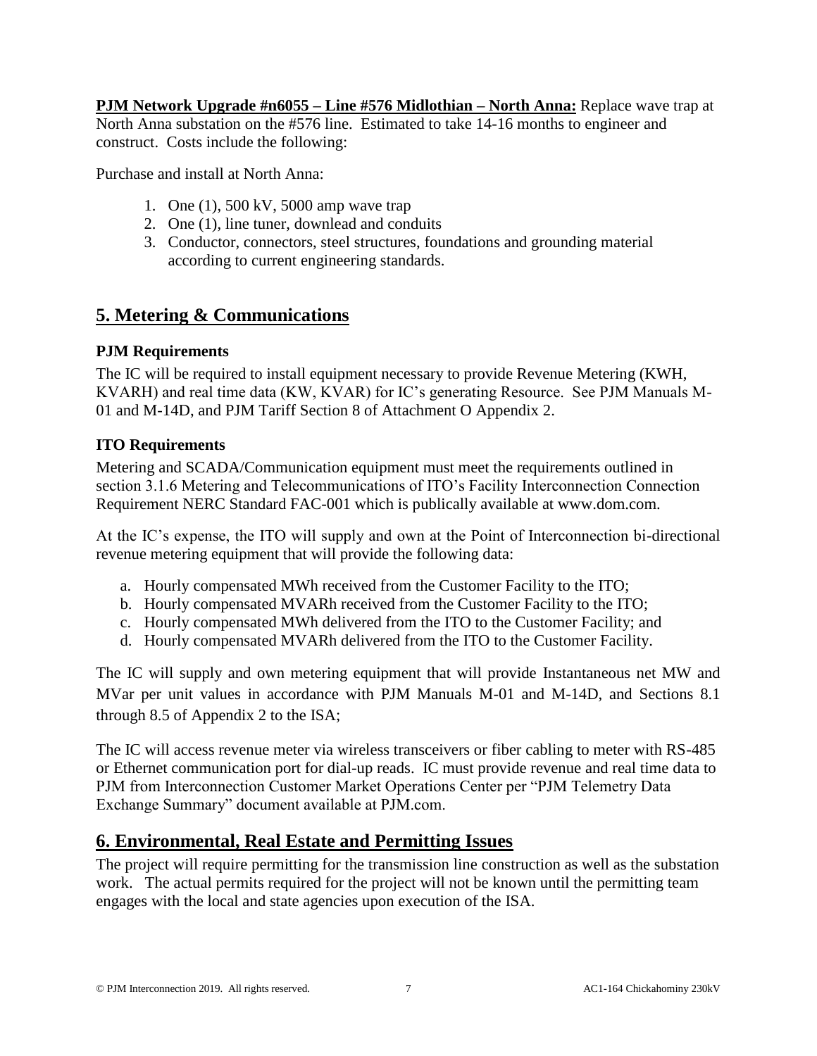**PJM Network Upgrade #n6055 – Line #576 Midlothian – North Anna:** Replace wave trap at North Anna substation on the #576 line. Estimated to take 14-16 months to engineer and construct. Costs include the following:

Purchase and install at North Anna:

1. One (1), 500 kV, 5000 amp wave trap
2. One (1), line tuner, downlead and conduits
3. Conductor, connectors, steel structures, foundations and grounding material according to current engineering standards.

## 5. Metering & Communications

### PJM Requirements

The IC will be required to install equipment necessary to provide Revenue Metering (KWH, KVARH) and real time data (KW, KVAR) for IC's generating Resource. See PJM Manuals M-01 and M-14D, and PJM Tariff Section 8 of Attachment O Appendix 2.

### ITO Requirements

Metering and SCADA/Communication equipment must meet the requirements outlined in section 3.1.6 Metering and Telecommunications of ITO's Facility Interconnection Connection Requirement NERC Standard FAC-001 which is publically available at www.dom.com.

At the IC's expense, the ITO will supply and own at the Point of Interconnection bi-directional revenue metering equipment that will provide the following data:

a. Hourly compensated MWh received from the Customer Facility to the ITO;
b. Hourly compensated MVARh received from the Customer Facility to the ITO;
c. Hourly compensated MWh delivered from the ITO to the Customer Facility; and
d. Hourly compensated MVARh delivered from the ITO to the Customer Facility.

The IC will supply and own metering equipment that will provide Instantaneous net MW and MVar per unit values in accordance with PJM Manuals M-01 and M-14D, and Sections 8.1 through 8.5 of Appendix 2 to the ISA;

The IC will access revenue meter via wireless transceivers or fiber cabling to meter with RS-485 or Ethernet communication port for dial-up reads. IC must provide revenue and real time data to PJM from Interconnection Customer Market Operations Center per "PJM Telemetry Data Exchange Summary" document available at PJM.com.

## 6. Environmental, Real Estate and Permitting Issues

The project will require permitting for the transmission line construction as well as the substation work. The actual permits required for the project will not be known until the permitting team engages with the local and state agencies upon execution of the ISA.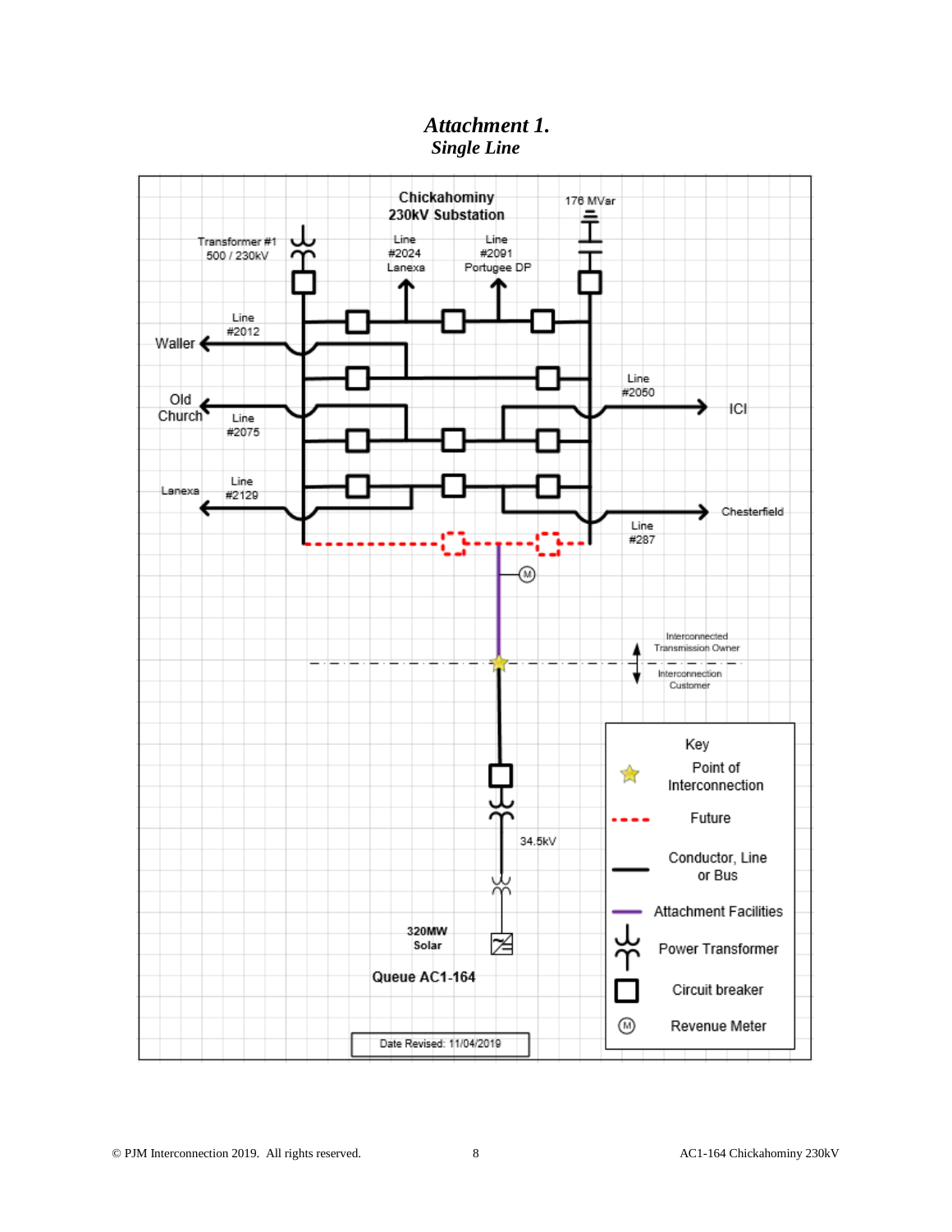# *Attachment 1.*
## *Single Line*

Chickahominy 230kV Substation

176 MVar

Transformer #1 500 / 230kV

Line #2024 Lanexa

Line #2091 Portugee DP

Line #2012

Waller

Line #2050

ICI

Old Church

Line #2075

Lanexa

Line #2129

Chesterfield

Line #287

Interconnected Transmission Owner

Interconnection Customer

34.5kV

320MW Solar

Queue AC1-164

Key

- Point of Interconnection
- Future
- Conductor, Line or Bus
- Attachment Facilities
- Power Transformer
- Circuit breaker
- Revenue Meter

Date Revised: 11/04/2019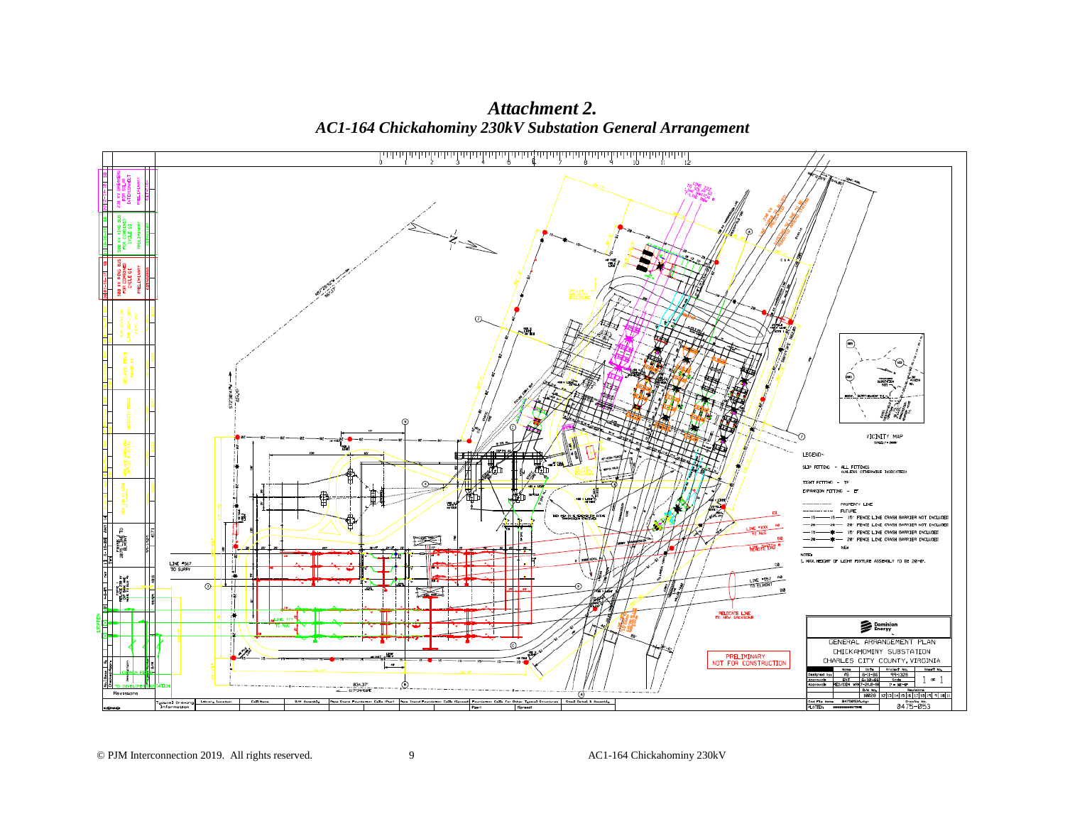# *Attachment 2.*

## *AC1-164 Chickahominy 230kV Substation General Arrangement*

GENERAL ARRANGEMENT PLAN
CHICKAHOMINY SUBSTATION
CHARLES CITY COUNTY, VIRGINIA

PRELIMINARY
NOT FOR CONSTRUCTION

LINE #567
TO SURRY

LINE #567
TO ELMONT

RELOCATE LINE
TO NEW BACKBONE

VICINITY MAP

LEGEND-

SLIP FITTING - ALL FITTINGS (UNLESS OTHERWISE INDICATED)

TIGHT FITTING - TF

EXPANSION FITTING - EF

PROPERTY LINE

FUTURE

15' FENCE LINE CRASH BARRIER NOT INCLUDED

20' FENCE LINE CRASH BARRIER NOT INCLUDED

15' FENCE LINE CRASH BARRIER INCLUDED

20' FENCE LINE CRASH BARRIER INCLUDED

NEW

NOTE:
1. MAX. HEIGHT OF LIGHT FIXTURE ASSEMBLY TO BE 20'-0".

Dominion Energy

0475-053